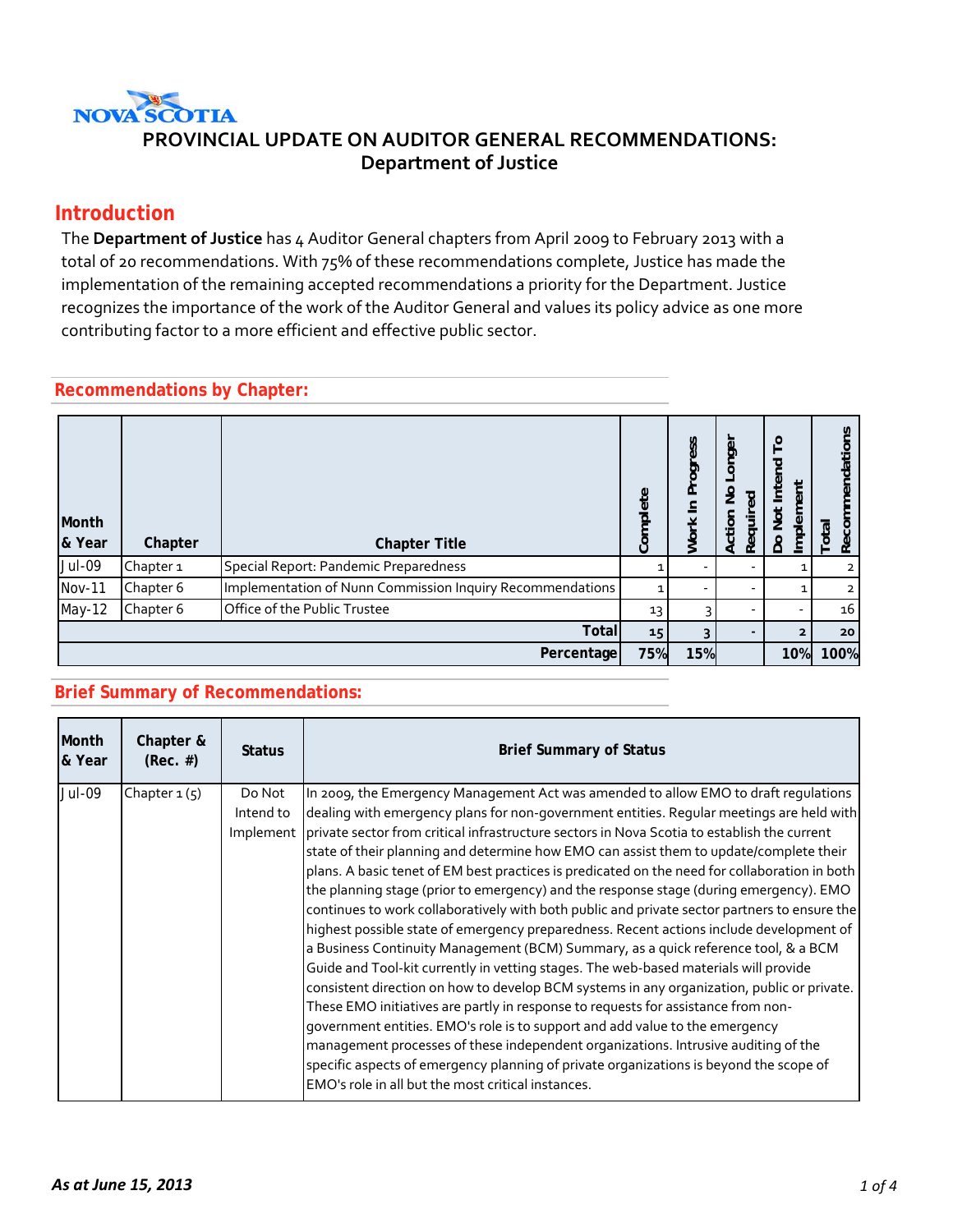NOVA SCOTIA

# PROVINCIAL UPDATE ON AUDITOR GENERAL RECOMMENDATIONS: Department of Justice

## Introduction

The **Department of Justice** has 4 Auditor General chapters from April 2009 to February 2013 with a total of 20 recommendations. With 75% of these recommendations complete, Justice has made the implementation of the remaining accepted recommendations a priority for the Department. Justice recognizes the importance of the work of the Auditor General and values its policy advice as one more contributing factor to a more efficient and effective public sector.

## Recommendations by Chapter:

| Month & Year | Chapter | Chapter Title | Complete | Work In Progress | Action No Longer Required | Do Not Intend To Implement | Total Recommendations |
|---|---|---|---|---|---|---|---|
| Jul-09 | Chapter 1 | Special Report: Pandemic Preparedness | 1 | - | - | 1 | 2 |
| Nov-11 | Chapter 6 | Implementation of Nunn Commission Inquiry Recommendations | 1 | - | - | 1 | 2 |
| May-12 | Chapter 6 | Office of the Public Trustee | 13 | 3 | - | - | 16 |
| | | **Total** | **15** | **3** | **-** | **2** | **20** |
| | | **Percentage** | **75%** | **15%** | | **10%** | **100%** |

## Brief Summary of Recommendations:

| Month & Year | Chapter & (Rec. #) | Status | Brief Summary of Status |
|---|---|---|---|
| Jul-09 | Chapter 1 (5) | Do Not Intend to Implement | In 2009, the Emergency Management Act was amended to allow EMO to draft regulations dealing with emergency plans for non-government entities. Regular meetings are held with private sector from critical infrastructure sectors in Nova Scotia to establish the current state of their planning and determine how EMO can assist them to update/complete their plans. A basic tenet of EM best practices is predicated on the need for collaboration in both the planning stage (prior to emergency) and the response stage (during emergency). EMO continues to work collaboratively with both public and private sector partners to ensure the highest possible state of emergency preparedness. Recent actions include development of a Business Continuity Management (BCM) Summary, as a quick reference tool, & a BCM Guide and Tool-kit currently in vetting stages. The web-based materials will provide consistent direction on how to develop BCM systems in any organization, public or private. These EMO initiatives are partly in response to requests for assistance from non-government entities. EMO's role is to support and add value to the emergency management processes of these independent organizations. Intrusive auditing of the specific aspects of emergency planning of private organizations is beyond the scope of EMO's role in all but the most critical instances. |

*As at June 15, 2013*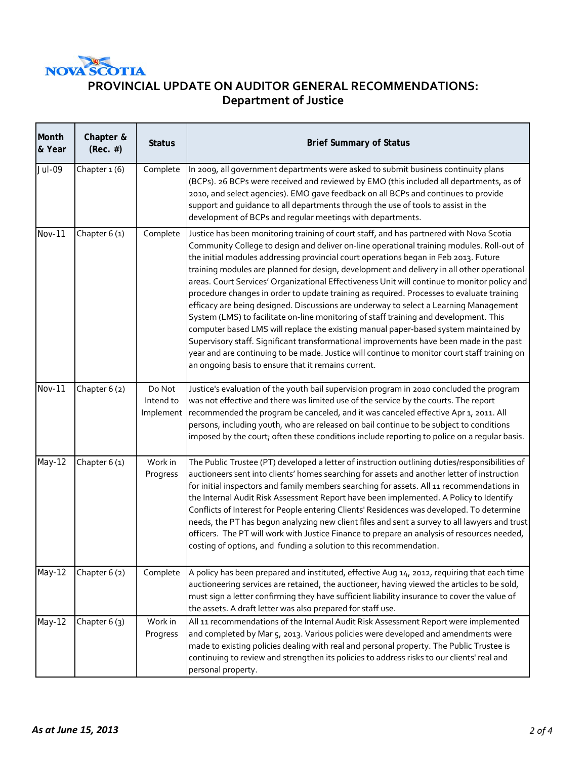NOVA SCOTIA

# PROVINCIAL UPDATE ON AUDITOR GENERAL RECOMMENDATIONS:
## Department of Justice

| Month & Year | Chapter & (Rec. #) | Status | Brief Summary of Status |
|---|---|---|---|
| Jul-09 | Chapter 1 (6) | Complete | In 2009, all government departments were asked to submit business continuity plans (BCPs). 26 BCPs were received and reviewed by EMO (this included all departments, as of 2010, and select agencies). EMO gave feedback on all BCPs and continues to provide support and guidance to all departments through the use of tools to assist in the development of BCPs and regular meetings with departments. |
| Nov-11 | Chapter 6 (1) | Complete | Justice has been monitoring training of court staff, and has partnered with Nova Scotia Community College to design and deliver on-line operational training modules. Roll-out of the initial modules addressing provincial court operations began in Feb 2013. Future training modules are planned for design, development and delivery in all other operational areas. Court Services' Organizational Effectiveness Unit will continue to monitor policy and procedure changes in order to update training as required. Processes to evaluate training efficacy are being designed. Discussions are underway to select a Learning Management System (LMS) to facilitate on-line monitoring of staff training and development. This computer based LMS will replace the existing manual paper-based system maintained by Supervisory staff. Significant transformational improvements have been made in the past year and are continuing to be made. Justice will continue to monitor court staff training on an ongoing basis to ensure that it remains current. |
| Nov-11 | Chapter 6 (2) | Do Not Intend to Implement | Justice's evaluation of the youth bail supervision program in 2010 concluded the program was not effective and there was limited use of the service by the courts. The report recommended the program be canceled, and it was canceled effective Apr 1, 2011. All persons, including youth, who are released on bail continue to be subject to conditions imposed by the court; often these conditions include reporting to police on a regular basis. |
| May-12 | Chapter 6 (1) | Work in Progress | The Public Trustee (PT) developed a letter of instruction outlining duties/responsibilities of auctioneers sent into clients' homes searching for assets and another letter of instruction for initial inspectors and family members searching for assets. All 11 recommendations in the Internal Audit Risk Assessment Report have been implemented. A Policy to Identify Conflicts of Interest for People entering Clients' Residences was developed. To determine needs, the PT has begun analyzing new client files and sent a survey to all lawyers and trust officers. The PT will work with Justice Finance to prepare an analysis of resources needed, costing of options, and funding a solution to this recommendation. |
| May-12 | Chapter 6 (2) | Complete | A policy has been prepared and instituted, effective Aug 14, 2012, requiring that each time auctioneering services are retained, the auctioneer, having viewed the articles to be sold, must sign a letter confirming they have sufficient liability insurance to cover the value of the assets. A draft letter was also prepared for staff use. |
| May-12 | Chapter 6 (3) | Work in Progress | All 11 recommendations of the Internal Audit Risk Assessment Report were implemented and completed by Mar 5, 2013. Various policies were developed and amendments were made to existing policies dealing with real and personal property. The Public Trustee is continuing to review and strengthen its policies to address risks to our clients' real and personal property. |

*As at June 15, 2013*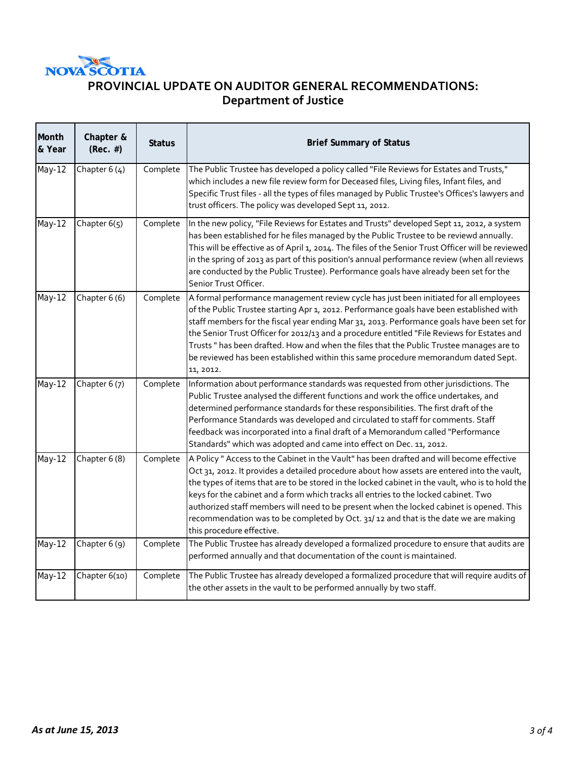NOVA SCOTIA

# PROVINCIAL UPDATE ON AUDITOR GENERAL RECOMMENDATIONS: Department of Justice

| Month & Year | Chapter & (Rec. #) | Status | Brief Summary of Status |
|---|---|---|---|
| May-12 | Chapter 6 (4) | Complete | The Public Trustee has developed a policy called "File Reviews for Estates and Trusts," which includes a new file review form for Deceased files, Living files, Infant files, and Specific Trust files - all the types of files managed by Public Trustee's Offices's lawyers and trust officers. The policy was developed Sept 11, 2012. |
| May-12 | Chapter 6(5) | Complete | In the new policy, "File Reviews for Estates and Trusts" developed Sept 11, 2012, a system has been established for he files managed by the Public Trustee to be reviewd annually. This will be effective as of April 1, 2014. The files of the Senior Trust Officer will be reviewed in the spring of 2013 as part of this position's annual performance review (when all reviews are conducted by the Public Trustee). Performance goals have already been set for the Senior Trust Officer. |
| May-12 | Chapter 6 (6) | Complete | A formal performance management review cycle has just been initiated for all employees of the Public Trustee starting Apr 1, 2012. Performance goals have been established with staff members for the fiscal year ending Mar 31, 2013. Performance goals have been set for the Senior Trust Officer for 2012/13 and a procedure entitled "File Reviews for Estates and Trusts " has been drafted. How and when the files that the Public Trustee manages are to be reviewed has been established within this same procedure memorandum dated Sept. 11, 2012. |
| May-12 | Chapter 6 (7) | Complete | Information about performance standards was requested from other jurisdictions. The Public Trustee analysed the different functions and work the office undertakes, and determined performance standards for these responsibilities. The first draft of the Performance Standards was developed and circulated to staff for comments. Staff feedback was incorporated into a final draft of a Memorandum called "Performance Standards" which was adopted and came into effect on Dec. 11, 2012. |
| May-12 | Chapter 6 (8) | Complete | A Policy " Access to the Cabinet in the Vault" has been drafted and will become effective Oct 31, 2012. It provides a detailed procedure about how assets are entered into the vault, the types of items that are to be stored in the locked cabinet in the vault, who is to hold the keys for the cabinet and a form which tracks all entries to the locked cabinet. Two authorized staff members will need to be present when the locked cabinet is opened. This recommendation was to be completed by Oct. 31/ 12 and that is the date we are making this procedure effective. |
| May-12 | Chapter 6 (9) | Complete | The Public Trustee has already developed a formalized procedure to ensure that audits are performed annually and that documentation of the count is maintained. |
| May-12 | Chapter 6(10) | Complete | The Public Trustee has already developed a formalized procedure that will require audits of the other assets in the vault to be performed annually by two staff. |

*As at June 15, 2013*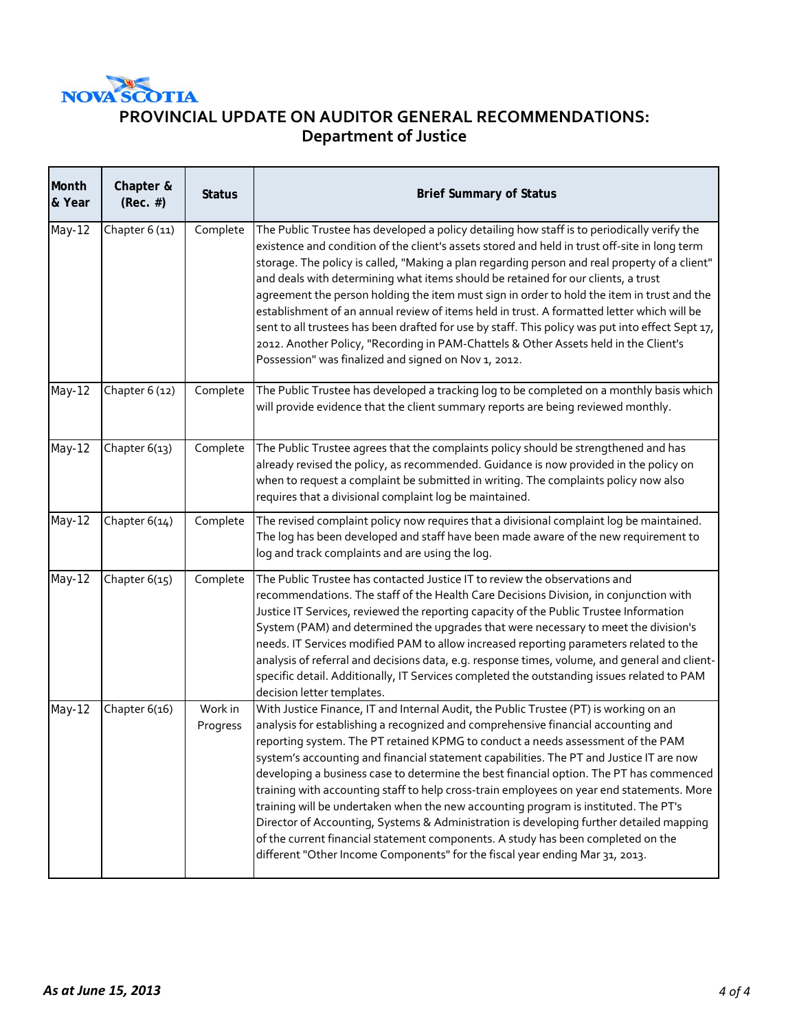# PROVINCIAL UPDATE ON AUDITOR GENERAL RECOMMENDATIONS:
## Department of Justice

| Month & Year | Chapter & (Rec. #) | Status | Brief Summary of Status |
|---|---|---|---|
| May-12 | Chapter 6 (11) | Complete | The Public Trustee has developed a policy detailing how staff is to periodically verify the existence and condition of the client's assets stored and held in trust off-site in long term storage. The policy is called, "Making a plan regarding person and real property of a client" and deals with determining what items should be retained for our clients, a trust agreement the person holding the item must sign in order to hold the item in trust and the establishment of an annual review of items held in trust. A formatted letter which will be sent to all trustees has been drafted for use by staff. This policy was put into effect Sept 17, 2012. Another Policy, "Recording in PAM-Chattels & Other Assets held in the Client's Possession" was finalized and signed on Nov 1, 2012. |
| May-12 | Chapter 6 (12) | Complete | The Public Trustee has developed a tracking log to be completed on a monthly basis which will provide evidence that the client summary reports are being reviewed monthly. |
| May-12 | Chapter 6(13) | Complete | The Public Trustee agrees that the complaints policy should be strengthened and has already revised the policy, as recommended. Guidance is now provided in the policy on when to request a complaint be submitted in writing. The complaints policy now also requires that a divisional complaint log be maintained. |
| May-12 | Chapter 6(14) | Complete | The revised complaint policy now requires that a divisional complaint log be maintained. The log has been developed and staff have been made aware of the new requirement to log and track complaints and are using the log. |
| May-12 | Chapter 6(15) | Complete | The Public Trustee has contacted Justice IT to review the observations and recommendations. The staff of the Health Care Decisions Division, in conjunction with Justice IT Services, reviewed the reporting capacity of the Public Trustee Information System (PAM) and determined the upgrades that were necessary to meet the division's needs. IT Services modified PAM to allow increased reporting parameters related to the analysis of referral and decisions data, e.g. response times, volume, and general and client-specific detail. Additionally, IT Services completed the outstanding issues related to PAM decision letter templates. |
| May-12 | Chapter 6(16) | Work in Progress | With Justice Finance, IT and Internal Audit, the Public Trustee (PT) is working on an analysis for establishing a recognized and comprehensive financial accounting and reporting system. The PT retained KPMG to conduct a needs assessment of the PAM system's accounting and financial statement capabilities. The PT and Justice IT are now developing a business case to determine the best financial option. The PT has commenced training with accounting staff to help cross-train employees on year end statements. More training will be undertaken when the new accounting program is instituted. The PT's Director of Accounting, Systems & Administration is developing further detailed mapping of the current financial statement components. A study has been completed on the different "Other Income Components" for the fiscal year ending Mar 31, 2013. |

*As at June 15, 2013*